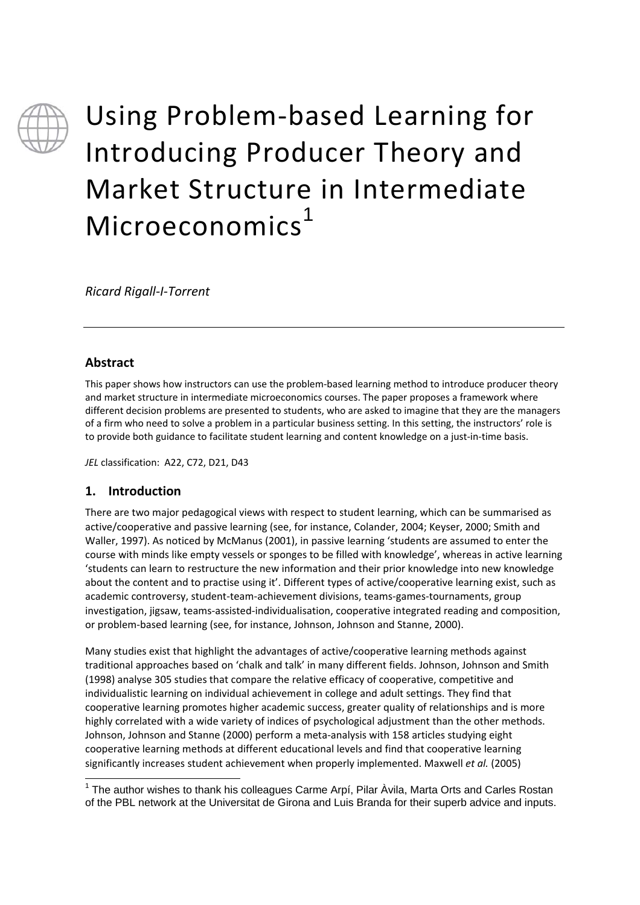# Using Problem-based Learning for Introducing Producer Theory and Market Structure in Intermediate Microeconomics[1]

*Ricard Rigall-I-Torrent*

---

## Abstract

This paper shows how instructors can use the problem-based learning method to introduce producer theory and market structure in intermediate microeconomics courses. The paper proposes a framework where different decision problems are presented to students, who are asked to imagine that they are the managers of a firm who need to solve a problem in a particular business setting. In this setting, the instructors' role is to provide both guidance to facilitate student learning and content knowledge on a just-in-time basis.

*JEL* classification: A22, C72, D21, D43

## 1. Introduction

There are two major pedagogical views with respect to student learning, which can be summarised as active/cooperative and passive learning (see, for instance, Colander, 2004; Keyser, 2000; Smith and Waller, 1997). As noticed by McManus (2001), in passive learning 'students are assumed to enter the course with minds like empty vessels or sponges to be filled with knowledge', whereas in active learning 'students can learn to restructure the new information and their prior knowledge into new knowledge about the content and to practise using it'. Different types of active/cooperative learning exist, such as academic controversy, student-team-achievement divisions, teams-games-tournaments, group investigation, jigsaw, teams-assisted-individualisation, cooperative integrated reading and composition, or problem-based learning (see, for instance, Johnson, Johnson and Stanne, 2000).

Many studies exist that highlight the advantages of active/cooperative learning methods against traditional approaches based on 'chalk and talk' in many different fields. Johnson, Johnson and Smith (1998) analyse 305 studies that compare the relative efficacy of cooperative, competitive and individualistic learning on individual achievement in college and adult settings. They find that cooperative learning promotes higher academic success, greater quality of relationships and is more highly correlated with a wide variety of indices of psychological adjustment than the other methods. Johnson, Johnson and Stanne (2000) perform a meta-analysis with 158 articles studying eight cooperative learning methods at different educational levels and find that cooperative learning significantly increases student achievement when properly implemented. Maxwell *et al.* (2005)

---

[1] The author wishes to thank his colleagues Carme Arpí, Pilar Àvila, Marta Orts and Carles Rostan of the PBL network at the Universitat de Girona and Luis Branda for their superb advice and inputs.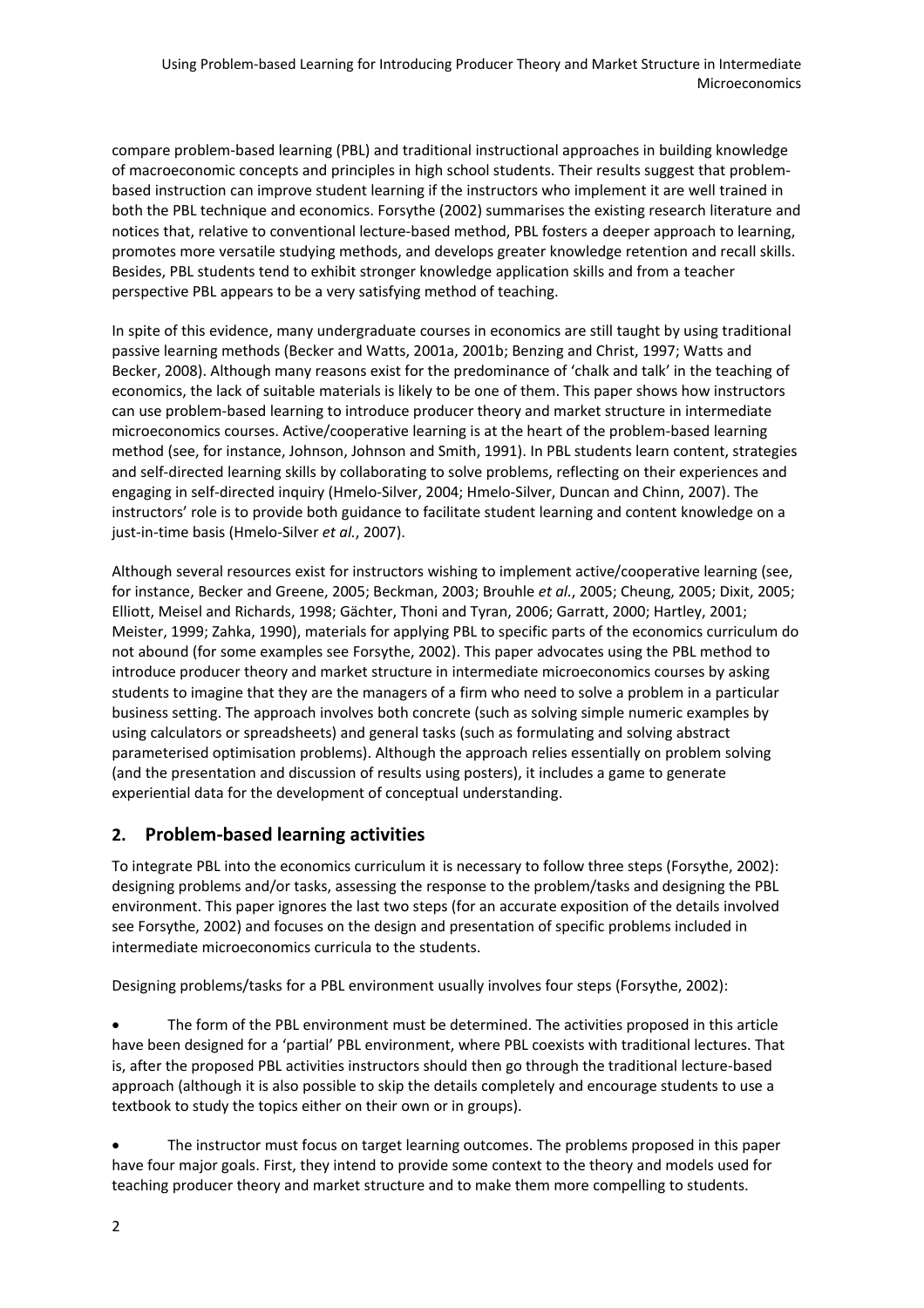compare problem-based learning (PBL) and traditional instructional approaches in building knowledge of macroeconomic concepts and principles in high school students. Their results suggest that problem-based instruction can improve student learning if the instructors who implement it are well trained in both the PBL technique and economics. Forsythe (2002) summarises the existing research literature and notices that, relative to conventional lecture-based method, PBL fosters a deeper approach to learning, promotes more versatile studying methods, and develops greater knowledge retention and recall skills. Besides, PBL students tend to exhibit stronger knowledge application skills and from a teacher perspective PBL appears to be a very satisfying method of teaching.

In spite of this evidence, many undergraduate courses in economics are still taught by using traditional passive learning methods (Becker and Watts, 2001a, 2001b; Benzing and Christ, 1997; Watts and Becker, 2008). Although many reasons exist for the predominance of 'chalk and talk' in the teaching of economics, the lack of suitable materials is likely to be one of them. This paper shows how instructors can use problem-based learning to introduce producer theory and market structure in intermediate microeconomics courses. Active/cooperative learning is at the heart of the problem-based learning method (see, for instance, Johnson, Johnson and Smith, 1991). In PBL students learn content, strategies and self-directed learning skills by collaborating to solve problems, reflecting on their experiences and engaging in self-directed inquiry (Hmelo-Silver, 2004; Hmelo-Silver, Duncan and Chinn, 2007). The instructors' role is to provide both guidance to facilitate student learning and content knowledge on a just-in-time basis (Hmelo-Silver *et al.*, 2007).

Although several resources exist for instructors wishing to implement active/cooperative learning (see, for instance, Becker and Greene, 2005; Beckman, 2003; Brouhle *et al.*, 2005; Cheung, 2005; Dixit, 2005; Elliott, Meisel and Richards, 1998; Gächter, Thoni and Tyran, 2006; Garratt, 2000; Hartley, 2001; Meister, 1999; Zahka, 1990), materials for applying PBL to specific parts of the economics curriculum do not abound (for some examples see Forsythe, 2002). This paper advocates using the PBL method to introduce producer theory and market structure in intermediate microeconomics courses by asking students to imagine that they are the managers of a firm who need to solve a problem in a particular business setting. The approach involves both concrete (such as solving simple numeric examples by using calculators or spreadsheets) and general tasks (such as formulating and solving abstract parameterised optimisation problems). Although the approach relies essentially on problem solving (and the presentation and discussion of results using posters), it includes a game to generate experiential data for the development of conceptual understanding.

## 2. Problem-based learning activities

To integrate PBL into the economics curriculum it is necessary to follow three steps (Forsythe, 2002): designing problems and/or tasks, assessing the response to the problem/tasks and designing the PBL environment. This paper ignores the last two steps (for an accurate exposition of the details involved see Forsythe, 2002) and focuses on the design and presentation of specific problems included in intermediate microeconomics curricula to the students.

Designing problems/tasks for a PBL environment usually involves four steps (Forsythe, 2002):

- The form of the PBL environment must be determined. The activities proposed in this article have been designed for a 'partial' PBL environment, where PBL coexists with traditional lectures. That is, after the proposed PBL activities instructors should then go through the traditional lecture-based approach (although it is also possible to skip the details completely and encourage students to use a textbook to study the topics either on their own or in groups).

- The instructor must focus on target learning outcomes. The problems proposed in this paper have four major goals. First, they intend to provide some context to the theory and models used for teaching producer theory and market structure and to make them more compelling to students.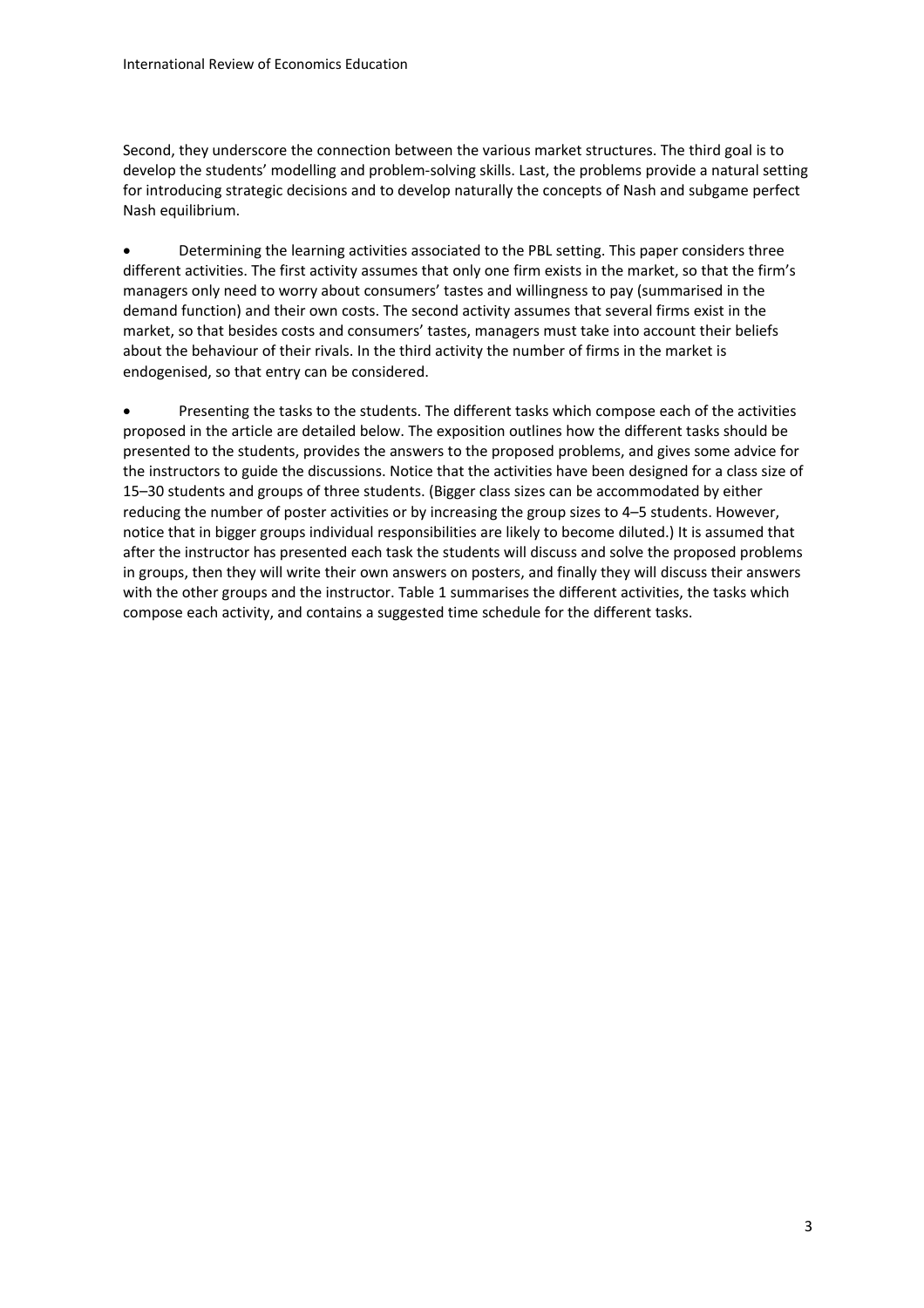Second, they underscore the connection between the various market structures. The third goal is to develop the students' modelling and problem-solving skills. Last, the problems provide a natural setting for introducing strategic decisions and to develop naturally the concepts of Nash and subgame perfect Nash equilibrium.

- Determining the learning activities associated to the PBL setting. This paper considers three different activities. The first activity assumes that only one firm exists in the market, so that the firm's managers only need to worry about consumers' tastes and willingness to pay (summarised in the demand function) and their own costs. The second activity assumes that several firms exist in the market, so that besides costs and consumers' tastes, managers must take into account their beliefs about the behaviour of their rivals. In the third activity the number of firms in the market is endogenised, so that entry can be considered.

- Presenting the tasks to the students. The different tasks which compose each of the activities proposed in the article are detailed below. The exposition outlines how the different tasks should be presented to the students, provides the answers to the proposed problems, and gives some advice for the instructors to guide the discussions. Notice that the activities have been designed for a class size of 15–30 students and groups of three students. (Bigger class sizes can be accommodated by either reducing the number of poster activities or by increasing the group sizes to 4–5 students. However, notice that in bigger groups individual responsibilities are likely to become diluted.) It is assumed that after the instructor has presented each task the students will discuss and solve the proposed problems in groups, then they will write their own answers on posters, and finally they will discuss their answers with the other groups and the instructor. Table 1 summarises the different activities, the tasks which compose each activity, and contains a suggested time schedule for the different tasks.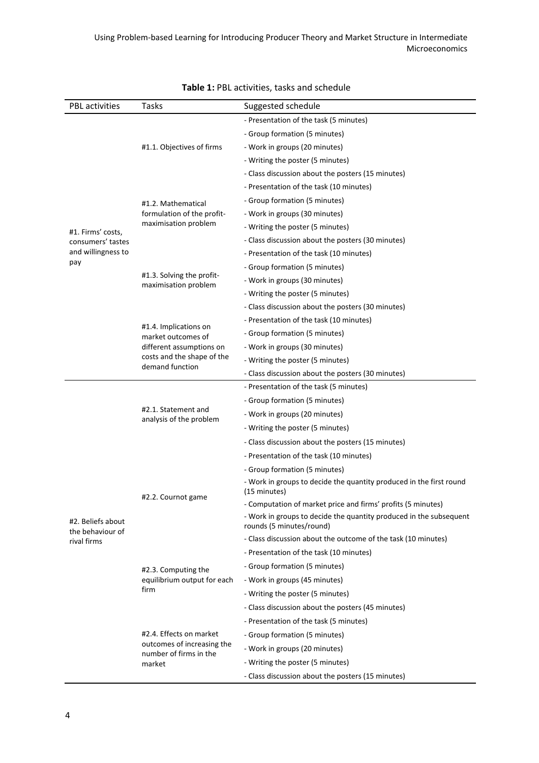**Table 1:** PBL activities, tasks and schedule

| PBL activities | Tasks | Suggested schedule |
|---|---|---|
| #1. Firms' costs, consumers' tastes and willingness to pay | #1.1. Objectives of firms | - Presentation of the task (5 minutes) |
| | | - Group formation (5 minutes) |
| | | - Work in groups (20 minutes) |
| | | - Writing the poster (5 minutes) |
| | | - Class discussion about the posters (15 minutes) |
| | #1.2. Mathematical formulation of the profit-maximisation problem | - Presentation of the task (10 minutes) |
| | | - Group formation (5 minutes) |
| | | - Work in groups (30 minutes) |
| | | - Writing the poster (5 minutes) |
| | | - Class discussion about the posters (30 minutes) |
| | #1.3. Solving the profit-maximisation problem | - Presentation of the task (10 minutes) |
| | | - Group formation (5 minutes) |
| | | - Work in groups (30 minutes) |
| | | - Writing the poster (5 minutes) |
| | | - Class discussion about the posters (30 minutes) |
| | #1.4. Implications on market outcomes of different assumptions on costs and the shape of the demand function | - Presentation of the task (10 minutes) |
| | | - Group formation (5 minutes) |
| | | - Work in groups (30 minutes) |
| | | - Writing the poster (5 minutes) |
| | | - Class discussion about the posters (30 minutes) |
| #2. Beliefs about the behaviour of rival firms | #2.1. Statement and analysis of the problem | - Presentation of the task (5 minutes) |
| | | - Group formation (5 minutes) |
| | | - Work in groups (20 minutes) |
| | | - Writing the poster (5 minutes) |
| | | - Class discussion about the posters (15 minutes) |
| | #2.2. Cournot game | - Presentation of the task (10 minutes) |
| | | - Group formation (5 minutes) |
| | | - Work in groups to decide the quantity produced in the first round (15 minutes) |
| | | - Computation of market price and firms' profits (5 minutes) |
| | | - Work in groups to decide the quantity produced in the subsequent rounds (5 minutes/round) |
| | | - Class discussion about the outcome of the task (10 minutes) |
| | #2.3. Computing the equilibrium output for each firm | - Presentation of the task (10 minutes) |
| | | - Group formation (5 minutes) |
| | | - Work in groups (45 minutes) |
| | | - Writing the poster (5 minutes) |
| | | - Class discussion about the posters (45 minutes) |
| | #2.4. Effects on market outcomes of increasing the number of firms in the market | - Presentation of the task (5 minutes) |
| | | - Group formation (5 minutes) |
| | | - Work in groups (20 minutes) |
| | | - Writing the poster (5 minutes) |
| | | - Class discussion about the posters (15 minutes) |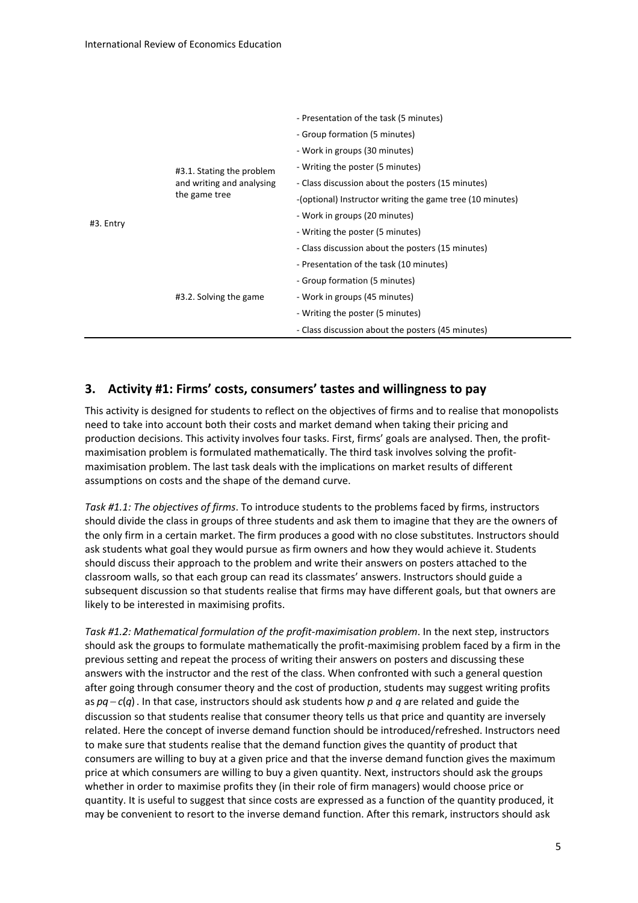| | | |
|---|---|---|
| #3. Entry | #3.1. Stating the problem and writing and analysing the game tree | - Presentation of the task (5 minutes) |
| | | - Group formation (5 minutes) |
| | | - Work in groups (30 minutes) |
| | | - Writing the poster (5 minutes) |
| | | - Class discussion about the posters (15 minutes) |
| | | -(optional) Instructor writing the game tree (10 minutes) |
| | | - Work in groups (20 minutes) |
| | | - Writing the poster (5 minutes) |
| | | - Class discussion about the posters (15 minutes) |
| | #3.2. Solving the game | - Presentation of the task (10 minutes) |
| | | - Group formation (5 minutes) |
| | | - Work in groups (45 minutes) |
| | | - Writing the poster (5 minutes) |
| | | - Class discussion about the posters (45 minutes) |

## 3. Activity #1: Firms' costs, consumers' tastes and willingness to pay

This activity is designed for students to reflect on the objectives of firms and to realise that monopolists need to take into account both their costs and market demand when taking their pricing and production decisions. This activity involves four tasks. First, firms' goals are analysed. Then, the profit-maximisation problem is formulated mathematically. The third task involves solving the profit-maximisation problem. The last task deals with the implications on market results of different assumptions on costs and the shape of the demand curve.

*Task #1.1: The objectives of firms*. To introduce students to the problems faced by firms, instructors should divide the class in groups of three students and ask them to imagine that they are the owners of the only firm in a certain market. The firm produces a good with no close substitutes. Instructors should ask students what goal they would pursue as firm owners and how they would achieve it. Students should discuss their approach to the problem and write their answers on posters attached to the classroom walls, so that each group can read its classmates' answers. Instructors should guide a subsequent discussion so that students realise that firms may have different goals, but that owners are likely to be interested in maximising profits.

*Task #1.2: Mathematical formulation of the profit-maximisation problem*. In the next step, instructors should ask the groups to formulate mathematically the profit-maximising problem faced by a firm in the previous setting and repeat the process of writing their answers on posters and discussing these answers with the instructor and the rest of the class. When confronted with such a general question after going through consumer theory and the cost of production, students may suggest writing profits as $pq - c(q)$. In that case, instructors should ask students how $p$ and $q$ are related and guide the discussion so that students realise that consumer theory tells us that price and quantity are inversely related. Here the concept of inverse demand function should be introduced/refreshed. Instructors need to make sure that students realise that the demand function gives the quantity of product that consumers are willing to buy at a given price and that the inverse demand function gives the maximum price at which consumers are willing to buy a given quantity. Next, instructors should ask the groups whether in order to maximise profits they (in their role of firm managers) would choose price or quantity. It is useful to suggest that since costs are expressed as a function of the quantity produced, it may be convenient to resort to the inverse demand function. After this remark, instructors should ask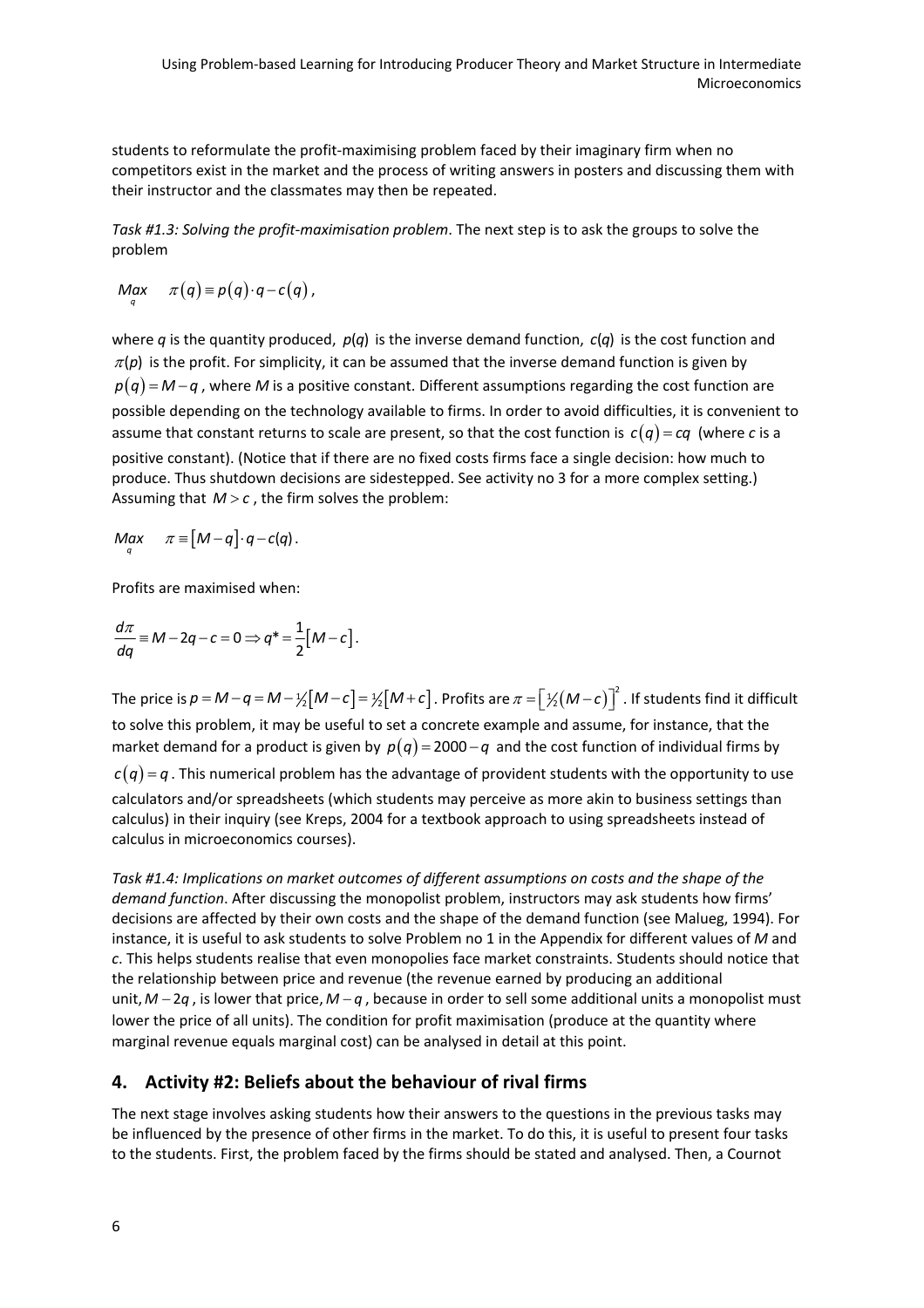students to reformulate the profit-maximising problem faced by their imaginary firm when no competitors exist in the market and the process of writing answers in posters and discussing them with their instructor and the classmates may then be repeated.

*Task #1.3: Solving the profit-maximisation problem*. The next step is to ask the groups to solve the problem

$$\underset{q}{Max} \quad \pi(q) \equiv p(q) \cdot q - c(q),$$

where $q$ is the quantity produced, $p(q)$ is the inverse demand function, $c(q)$ is the cost function and $\pi(p)$ is the profit. For simplicity, it can be assumed that the inverse demand function is given by $p(q) = M - q$, where $M$ is a positive constant. Different assumptions regarding the cost function are possible depending on the technology available to firms. In order to avoid difficulties, it is convenient to assume that constant returns to scale are present, so that the cost function is $c(q) = cq$ (where $c$ is a positive constant). (Notice that if there are no fixed costs firms face a single decision: how much to produce. Thus shutdown decisions are sidestepped. See activity no 3 for a more complex setting.) Assuming that $M > c$, the firm solves the problem:

$$\underset{q}{Max} \quad \pi \equiv [M - q] \cdot q - c(q).$$

Profits are maximised when:

$$\frac{d\pi}{dq} \equiv M - 2q - c = 0 \Rightarrow q^* = \frac{1}{2}[M - c].$$

The price is $p = M - q = M - \frac{1}{2}[M - c] = \frac{1}{2}[M + c]$. Profits are $\pi = \left[\frac{1}{2}(M - c)\right]^2$. If students find it difficult to solve this problem, it may be useful to set a concrete example and assume, for instance, that the market demand for a product is given by $p(q) = 2000 - q$ and the cost function of individual firms by $c(q) = q$. This numerical problem has the advantage of provident students with the opportunity to use calculators and/or spreadsheets (which students may perceive as more akin to business settings than calculus) in their inquiry (see Kreps, 2004 for a textbook approach to using spreadsheets instead of calculus in microeconomics courses).

*Task #1.4: Implications on market outcomes of different assumptions on costs and the shape of the demand function*. After discussing the monopolist problem, instructors may ask students how firms' decisions are affected by their own costs and the shape of the demand function (see Malueg, 1994). For instance, it is useful to ask students to solve Problem no 1 in the Appendix for different values of $M$ and $c$. This helps students realise that even monopolies face market constraints. Students should notice that the relationship between price and revenue (the revenue earned by producing an additional unit, $M - 2q$, is lower that price, $M - q$, because in order to sell some additional units a monopolist must lower the price of all units). The condition for profit maximisation (produce at the quantity where marginal revenue equals marginal cost) can be analysed in detail at this point.

## 4. Activity #2: Beliefs about the behaviour of rival firms

The next stage involves asking students how their answers to the questions in the previous tasks may be influenced by the presence of other firms in the market. To do this, it is useful to present four tasks to the students. First, the problem faced by the firms should be stated and analysed. Then, a Cournot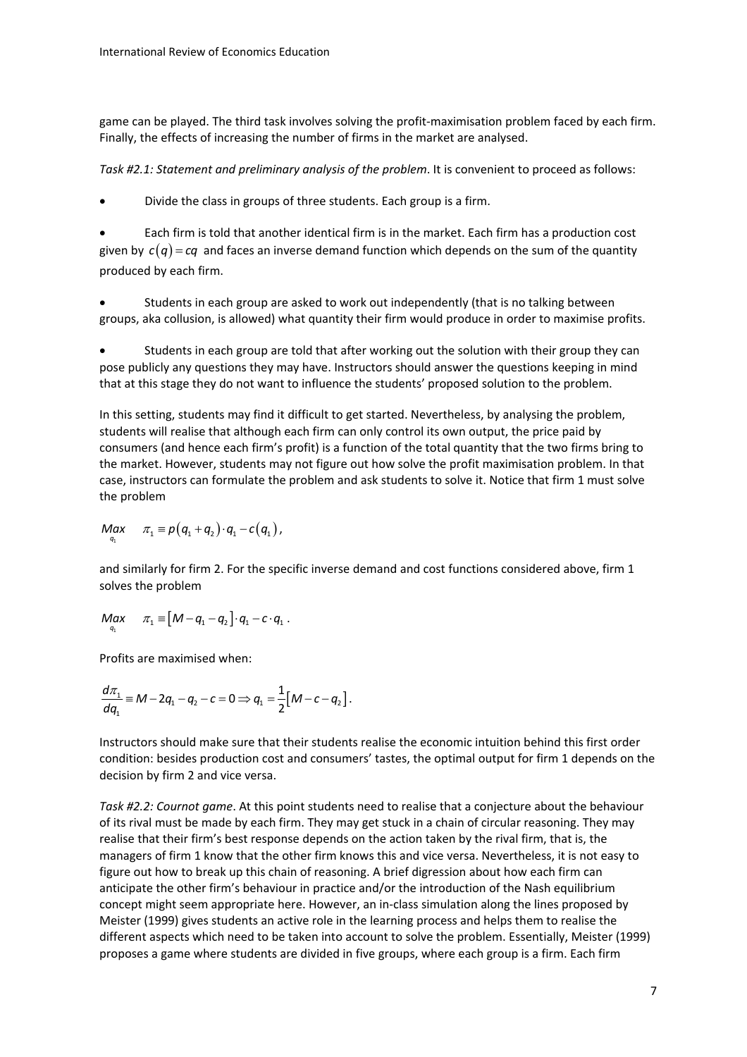game can be played. The third task involves solving the profit-maximisation problem faced by each firm. Finally, the effects of increasing the number of firms in the market are analysed.

*Task #2.1: Statement and preliminary analysis of the problem*. It is convenient to proceed as follows:

- Divide the class in groups of three students. Each group is a firm.
- Each firm is told that another identical firm is in the market. Each firm has a production cost given by $c(q) = cq$ and faces an inverse demand function which depends on the sum of the quantity produced by each firm.
- Students in each group are asked to work out independently (that is no talking between groups, aka collusion, is allowed) what quantity their firm would produce in order to maximise profits.
- Students in each group are told that after working out the solution with their group they can pose publicly any questions they may have. Instructors should answer the questions keeping in mind that at this stage they do not want to influence the students' proposed solution to the problem.

In this setting, students may find it difficult to get started. Nevertheless, by analysing the problem, students will realise that although each firm can only control its own output, the price paid by consumers (and hence each firm's profit) is a function of the total quantity that the two firms bring to the market. However, students may not figure out how solve the profit maximisation problem. In that case, instructors can formulate the problem and ask students to solve it. Notice that firm 1 must solve the problem

$$\underset{q_1}{Max} \quad \pi_1 \equiv p(q_1 + q_2) \cdot q_1 - c(q_1),$$

and similarly for firm 2. For the specific inverse demand and cost functions considered above, firm 1 solves the problem

$$\underset{q_1}{Max} \quad \pi_1 \equiv [M - q_1 - q_2] \cdot q_1 - c \cdot q_1 .$$

Profits are maximised when:

$$\frac{d\pi_1}{dq_1} \equiv M - 2q_1 - q_2 - c = 0 \Rightarrow q_1 = \frac{1}{2}[M - c - q_2].$$

Instructors should make sure that their students realise the economic intuition behind this first order condition: besides production cost and consumers' tastes, the optimal output for firm 1 depends on the decision by firm 2 and vice versa.

*Task #2.2: Cournot game*. At this point students need to realise that a conjecture about the behaviour of its rival must be made by each firm. They may get stuck in a chain of circular reasoning. They may realise that their firm's best response depends on the action taken by the rival firm, that is, the managers of firm 1 know that the other firm knows this and vice versa. Nevertheless, it is not easy to figure out how to break up this chain of reasoning. A brief digression about how each firm can anticipate the other firm's behaviour in practice and/or the introduction of the Nash equilibrium concept might seem appropriate here. However, an in-class simulation along the lines proposed by Meister (1999) gives students an active role in the learning process and helps them to realise the different aspects which need to be taken into account to solve the problem. Essentially, Meister (1999) proposes a game where students are divided in five groups, where each group is a firm. Each firm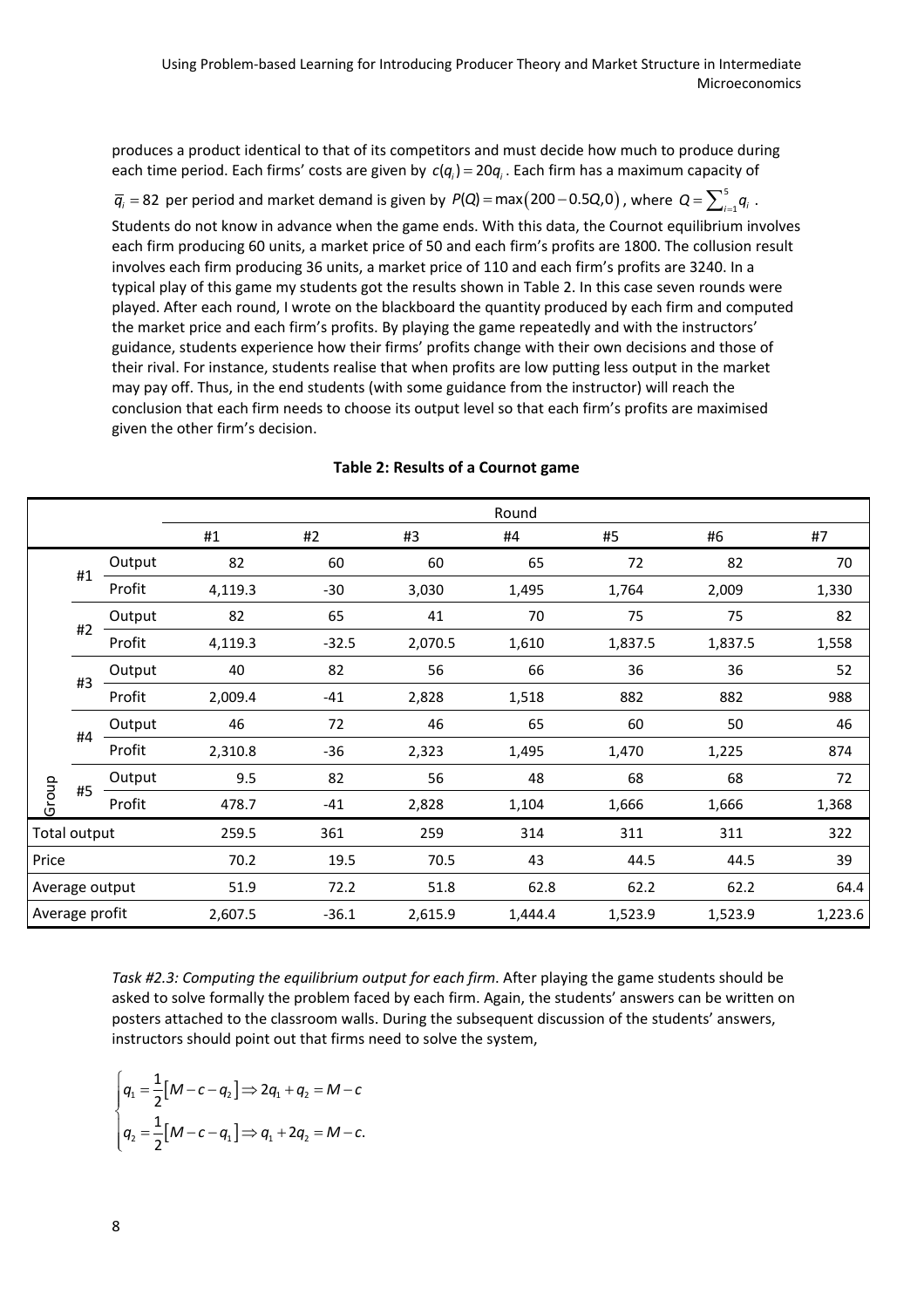produces a product identical to that of its competitors and must decide how much to produce during each time period. Each firms' costs are given by $c(q_i)=20q_i$. Each firm has a maximum capacity of $\overline{q}_i = 82$ per period and market demand is given by $P(Q)=\max(200-0.5Q,0)$, where $Q=\sum_{i=1}^{5} q_i$. Students do not know in advance when the game ends. With this data, the Cournot equilibrium involves each firm producing 60 units, a market price of 50 and each firm's profits are 1800. The collusion result involves each firm producing 36 units, a market price of 110 and each firm's profits are 3240. In a typical play of this game my students got the results shown in Table 2. In this case seven rounds were played. After each round, I wrote on the blackboard the quantity produced by each firm and computed the market price and each firm's profits. By playing the game repeatedly and with the instructors' guidance, students experience how their firms' profits change with their own decisions and those of their rival. For instance, students realise that when profits are low putting less output in the market may pay off. Thus, in the end students (with some guidance from the instructor) will reach the conclusion that each firm needs to choose its output level so that each firm's profits are maximised given the other firm's decision.

**Table 2: Results of a Cournot game**

| | | | Round | | | | | | |
|---|---|---|---|---|---|---|---|---|---|
| | | | #1 | #2 | #3 | #4 | #5 | #6 | #7 |
| Group | #1 | Output | 82 | 60 | 60 | 65 | 72 | 82 | 70 |
| | | Profit | 4,119.3 | -30 | 3,030 | 1,495 | 1,764 | 2,009 | 1,330 |
| | #2 | Output | 82 | 65 | 41 | 70 | 75 | 75 | 82 |
| | | Profit | 4,119.3 | -32.5 | 2,070.5 | 1,610 | 1,837.5 | 1,837.5 | 1,558 |
| | #3 | Output | 40 | 82 | 56 | 66 | 36 | 36 | 52 |
| | | Profit | 2,009.4 | -41 | 2,828 | 1,518 | 882 | 882 | 988 |
| | #4 | Output | 46 | 72 | 46 | 65 | 60 | 50 | 46 |
| | | Profit | 2,310.8 | -36 | 2,323 | 1,495 | 1,470 | 1,225 | 874 |
| | #5 | Output | 9.5 | 82 | 56 | 48 | 68 | 68 | 72 |
| | | Profit | 478.7 | -41 | 2,828 | 1,104 | 1,666 | 1,666 | 1,368 |
| Total output | | | 259.5 | 361 | 259 | 314 | 311 | 311 | 322 |
| Price | | | 70.2 | 19.5 | 70.5 | 43 | 44.5 | 44.5 | 39 |
| Average output | | | 51.9 | 72.2 | 51.8 | 62.8 | 62.2 | 62.2 | 64.4 |
| Average profit | | | 2,607.5 | -36.1 | 2,615.9 | 1,444.4 | 1,523.9 | 1,523.9 | 1,223.6 |

*Task #2.3: Computing the equilibrium output for each firm*. After playing the game students should be asked to solve formally the problem faced by each firm. Again, the students' answers can be written on posters attached to the classroom walls. During the subsequent discussion of the students' answers, instructors should point out that firms need to solve the system,

$$\begin{cases} q_1 = \dfrac{1}{2}\left[M-c-q_2\right] \Rightarrow 2q_1+q_2 = M-c \\ q_2 = \dfrac{1}{2}\left[M-c-q_1\right] \Rightarrow q_1+2q_2 = M-c. \end{cases}$$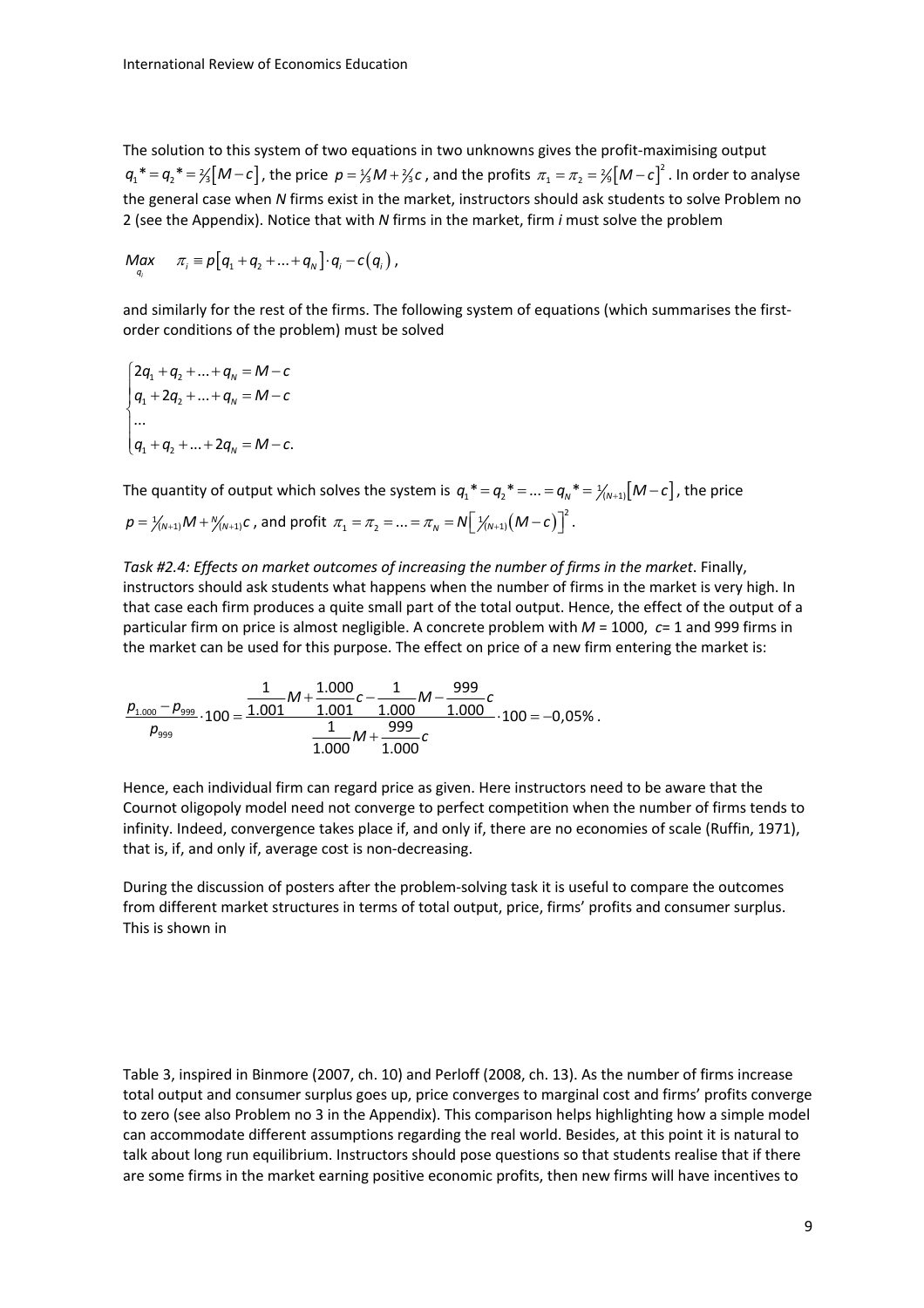The solution to this system of two equations in two unknowns gives the profit-maximising output $q_1^* = q_2^* = \frac{2}{3}[M-c]$, the price $p = \frac{1}{3}M + \frac{2}{3}c$, and the profits $\pi_1 = \pi_2 = \frac{2}{9}[M-c]^2$. In order to analyse the general case when *N* firms exist in the market, instructors should ask students to solve Problem no 2 (see the Appendix). Notice that with *N* firms in the market, firm *i* must solve the problem

$$\underset{q_i}{Max} \quad \pi_i \equiv p[q_1 + q_2 + ... + q_N] \cdot q_i - c(q_i),$$

and similarly for the rest of the firms. The following system of equations (which summarises the first-order conditions of the problem) must be solved

$$\begin{cases} 2q_1 + q_2 + ... + q_N = M - c \\ q_1 + 2q_2 + ... + q_N = M - c \\ ... \\ q_1 + q_2 + ... + 2q_N = M - c. \end{cases}$$

The quantity of output which solves the system is $q_1^* = q_2^* = ... = q_N^* = \frac{1}{(N+1)}[M-c]$, the price $p = \frac{1}{(N+1)}M + \frac{N}{(N+1)}c$, and profit $\pi_1 = \pi_2 = ... = \pi_N = N\left[\frac{1}{(N+1)}(M-c)\right]^2$.

*Task #2.4: Effects on market outcomes of increasing the number of firms in the market*. Finally, instructors should ask students what happens when the number of firms in the market is very high. In that case each firm produces a quite small part of the total output. Hence, the effect of the output of a particular firm on price is almost negligible. A concrete problem with *M* = 1000, *c*= 1 and 999 firms in the market can be used for this purpose. The effect on price of a new firm entering the market is:

$$\frac{p_{1.000} - p_{999}}{p_{999}} \cdot 100 = \frac{\frac{1}{1.001}M + \frac{1.000}{1.001}c - \frac{1}{1.000}M - \frac{999}{1.000}c}{\frac{1}{1.000}M + \frac{999}{1.000}c} \cdot 100 = -0{,}05\%.$$

Hence, each individual firm can regard price as given. Here instructors need to be aware that the Cournot oligopoly model need not converge to perfect competition when the number of firms tends to infinity. Indeed, convergence takes place if, and only if, there are no economies of scale (Ruffin, 1971), that is, if, and only if, average cost is non-decreasing.

During the discussion of posters after the problem-solving task it is useful to compare the outcomes from different market structures in terms of total output, price, firms' profits and consumer surplus. This is shown in

Table 3, inspired in Binmore (2007, ch. 10) and Perloff (2008, ch. 13). As the number of firms increase total output and consumer surplus goes up, price converges to marginal cost and firms' profits converge to zero (see also Problem no 3 in the Appendix). This comparison helps highlighting how a simple model can accommodate different assumptions regarding the real world. Besides, at this point it is natural to talk about long run equilibrium. Instructors should pose questions so that students realise that if there are some firms in the market earning positive economic profits, then new firms will have incentives to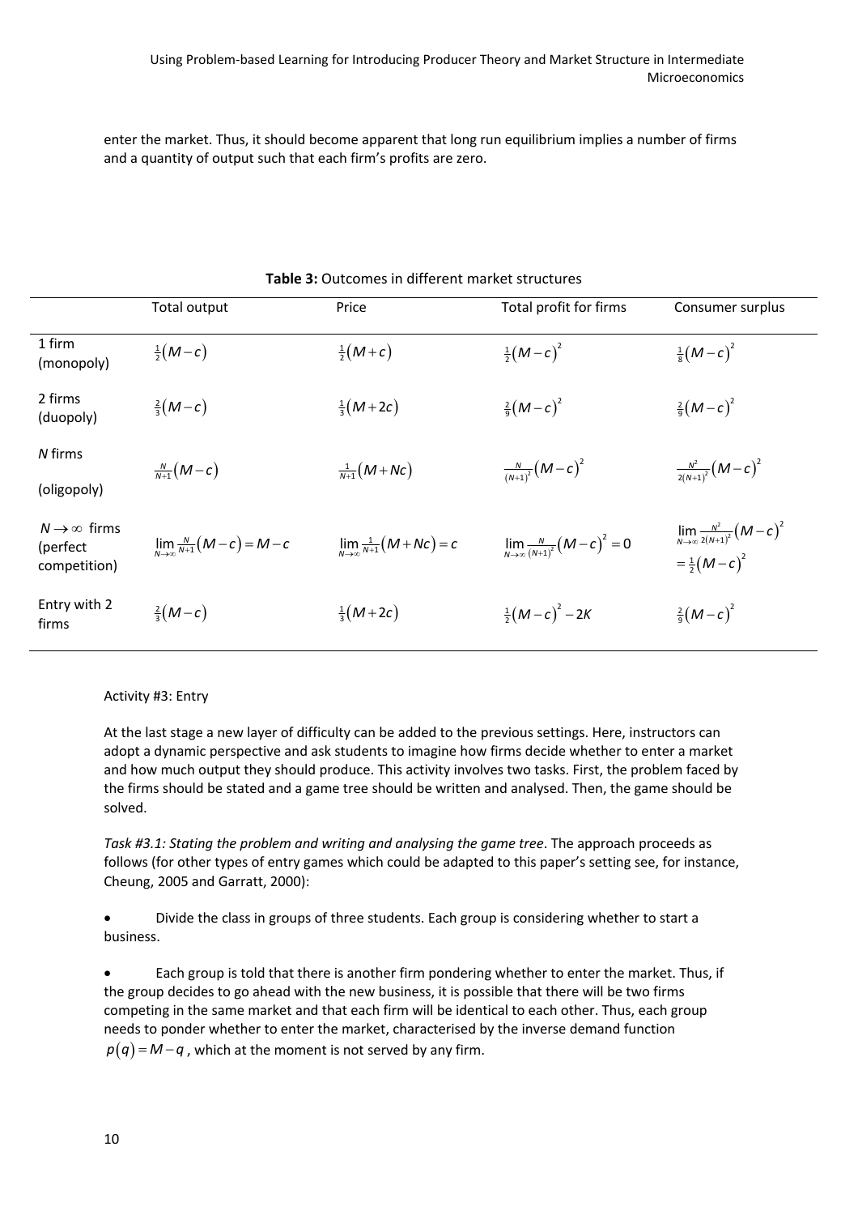enter the market. Thus, it should become apparent that long run equilibrium implies a number of firms and a quantity of output such that each firm's profits are zero.

**Table 3:** Outcomes in different market structures

| | Total output | Price | Total profit for firms | Consumer surplus |
|---|---|---|---|---|
| 1 firm (monopoly) | $\frac{1}{2}(M-c)$ | $\frac{1}{2}(M+c)$ | $\frac{1}{2}(M-c)^2$ | $\frac{1}{8}(M-c)^2$ |
| 2 firms (duopoly) | $\frac{2}{3}(M-c)$ | $\frac{1}{3}(M+2c)$ | $\frac{2}{9}(M-c)^2$ | $\frac{2}{9}(M-c)^2$ |
| $N$ firms (oligopoly) | $\frac{N}{N+1}(M-c)$ | $\frac{1}{N+1}(M+Nc)$ | $\frac{N}{(N+1)^2}(M-c)^2$ | $\frac{N^2}{2(N+1)^2}(M-c)^2$ |
| $N \to \infty$ firms (perfect competition) | $\lim_{N\to\infty}\frac{N}{N+1}(M-c)=M-c$ | $\lim_{N\to\infty}\frac{1}{N+1}(M+Nc)=c$ | $\lim_{N\to\infty}\frac{N}{(N+1)^2}(M-c)^2=0$ | $\lim_{N\to\infty}\frac{N^2}{2(N+1)^2}(M-c)^2 = \frac{1}{2}(M-c)^2$ |
| Entry with 2 firms | $\frac{2}{3}(M-c)$ | $\frac{1}{3}(M+2c)$ | $\frac{1}{2}(M-c)^2-2K$ | $\frac{2}{9}(M-c)^2$ |

Activity #3: Entry

At the last stage a new layer of difficulty can be added to the previous settings. Here, instructors can adopt a dynamic perspective and ask students to imagine how firms decide whether to enter a market and how much output they should produce. This activity involves two tasks. First, the problem faced by the firms should be stated and a game tree should be written and analysed. Then, the game should be solved.

*Task #3.1: Stating the problem and writing and analysing the game tree*. The approach proceeds as follows (for other types of entry games which could be adapted to this paper's setting see, for instance, Cheung, 2005 and Garratt, 2000):

- Divide the class in groups of three students. Each group is considering whether to start a business.
- Each group is told that there is another firm pondering whether to enter the market. Thus, if the group decides to go ahead with the new business, it is possible that there will be two firms competing in the same market and that each firm will be identical to each other. Thus, each group needs to ponder whether to enter the market, characterised by the inverse demand function $p(q)=M-q$, which at the moment is not served by any firm.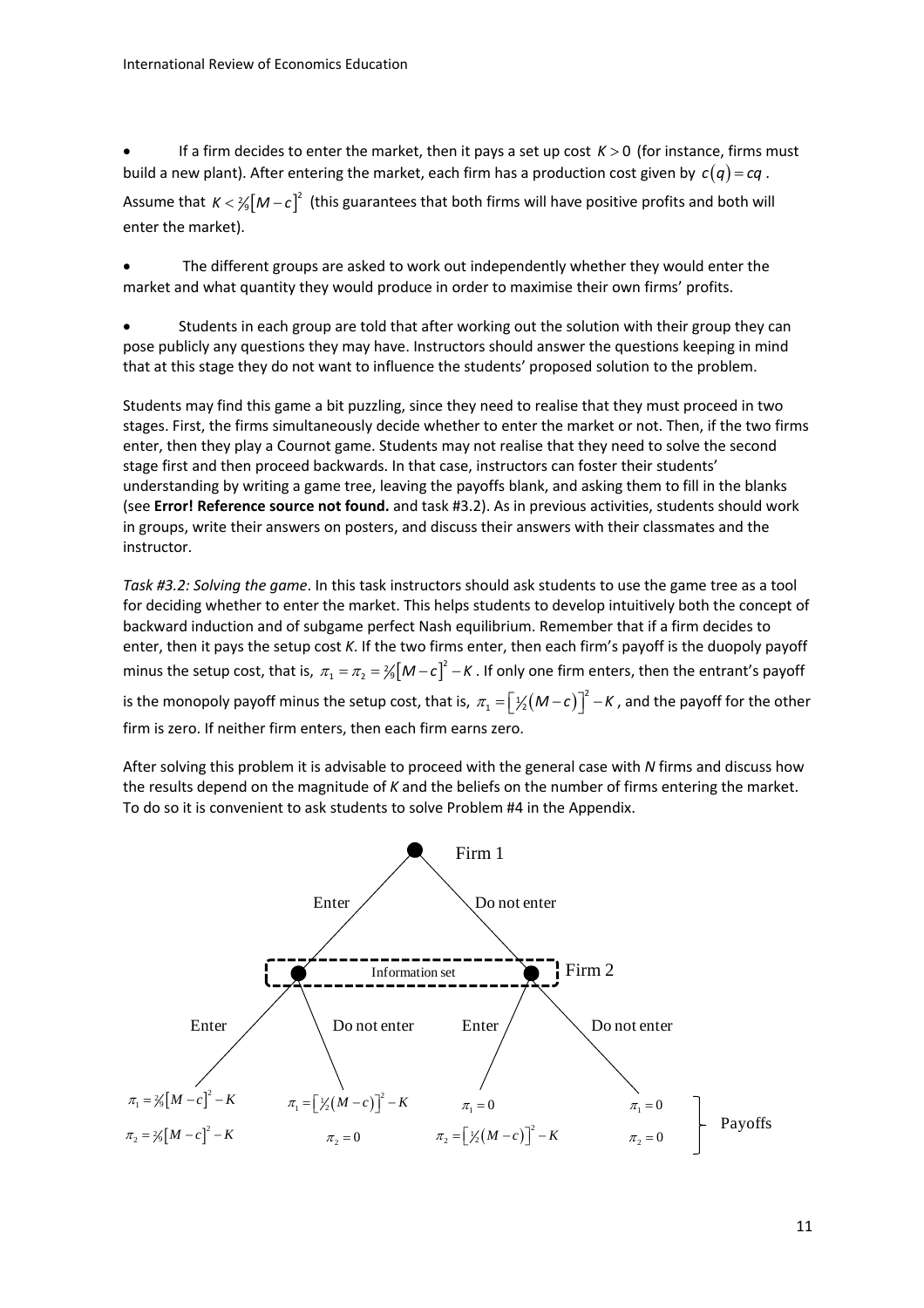- If a firm decides to enter the market, then it pays a set up cost $K > 0$ (for instance, firms must build a new plant). After entering the market, each firm has a production cost given by $c(q) = cq$. Assume that $K < \frac{2}{9}[M-c]^2$ (this guarantees that both firms will have positive profits and both will enter the market).

- The different groups are asked to work out independently whether they would enter the market and what quantity they would produce in order to maximise their own firms' profits.

- Students in each group are told that after working out the solution with their group they can pose publicly any questions they may have. Instructors should answer the questions keeping in mind that at this stage they do not want to influence the students' proposed solution to the problem.

Students may find this game a bit puzzling, since they need to realise that they must proceed in two stages. First, the firms simultaneously decide whether to enter the market or not. Then, if the two firms enter, then they play a Cournot game. Students may not realise that they need to solve the second stage first and then proceed backwards. In that case, instructors can foster their students' understanding by writing a game tree, leaving the payoffs blank, and asking them to fill in the blanks (see **Error! Reference source not found.** and task #3.2). As in previous activities, students should work in groups, write their answers on posters, and discuss their answers with their classmates and the instructor.

*Task #3.2: Solving the game*. In this task instructors should ask students to use the game tree as a tool for deciding whether to enter the market. This helps students to develop intuitively both the concept of backward induction and of subgame perfect Nash equilibrium. Remember that if a firm decides to enter, then it pays the setup cost *K*. If the two firms enter, then each firm's payoff is the duopoly payoff minus the setup cost, that is, $\pi_1 = \pi_2 = \frac{2}{9}[M-c]^2 - K$. If only one firm enters, then the entrant's payoff is the monopoly payoff minus the setup cost, that is, $\pi_1 = \left[\frac{1}{2}(M-c)\right]^2 - K$, and the payoff for the other firm is zero. If neither firm enters, then each firm earns zero.

After solving this problem it is advisable to proceed with the general case with *N* firms and discuss how the results depend on the magnitude of *K* and the beliefs on the number of firms entering the market. To do so it is convenient to ask students to solve Problem #4 in the Appendix.

Firm 1

Enter / Do not enter

Information set — Firm 2

Enter / Do not enter / Enter / Do not enter

Payoffs:

| Enter, Enter | Enter, Do not enter | Do not enter, Enter | Do not enter, Do not enter |
|---|---|---|---|
| $\pi_1 = \frac{2}{9}[M-c]^2 - K$ | $\pi_1 = \left[\frac{1}{2}(M-c)\right]^2 - K$ | $\pi_1 = 0$ | $\pi_1 = 0$ |
| $\pi_2 = \frac{2}{9}[M-c]^2 - K$ | $\pi_2 = 0$ | $\pi_2 = \left[\frac{1}{2}(M-c)\right]^2 - K$ | $\pi_2 = 0$ |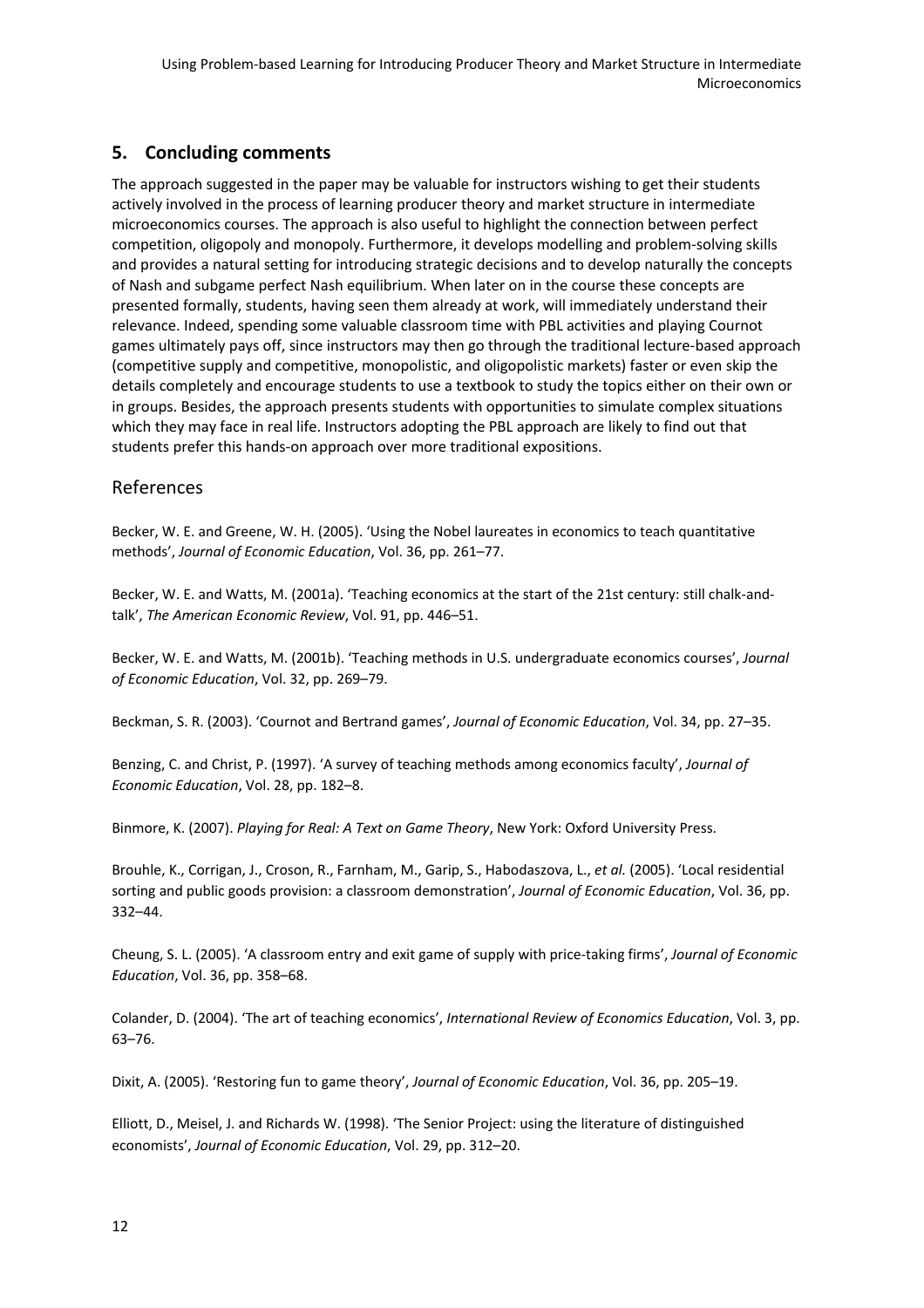## 5. Concluding comments

The approach suggested in the paper may be valuable for instructors wishing to get their students actively involved in the process of learning producer theory and market structure in intermediate microeconomics courses. The approach is also useful to highlight the connection between perfect competition, oligopoly and monopoly. Furthermore, it develops modelling and problem-solving skills and provides a natural setting for introducing strategic decisions and to develop naturally the concepts of Nash and subgame perfect Nash equilibrium. When later on in the course these concepts are presented formally, students, having seen them already at work, will immediately understand their relevance. Indeed, spending some valuable classroom time with PBL activities and playing Cournot games ultimately pays off, since instructors may then go through the traditional lecture-based approach (competitive supply and competitive, monopolistic, and oligopolistic markets) faster or even skip the details completely and encourage students to use a textbook to study the topics either on their own or in groups. Besides, the approach presents students with opportunities to simulate complex situations which they may face in real life. Instructors adopting the PBL approach are likely to find out that students prefer this hands-on approach over more traditional expositions.

## References

Becker, W. E. and Greene, W. H. (2005). 'Using the Nobel laureates in economics to teach quantitative methods', *Journal of Economic Education*, Vol. 36, pp. 261–77.

Becker, W. E. and Watts, M. (2001a). 'Teaching economics at the start of the 21st century: still chalk-and-talk', *The American Economic Review*, Vol. 91, pp. 446–51.

Becker, W. E. and Watts, M. (2001b). 'Teaching methods in U.S. undergraduate economics courses', *Journal of Economic Education*, Vol. 32, pp. 269–79.

Beckman, S. R. (2003). 'Cournot and Bertrand games', *Journal of Economic Education*, Vol. 34, pp. 27–35.

Benzing, C. and Christ, P. (1997). 'A survey of teaching methods among economics faculty', *Journal of Economic Education*, Vol. 28, pp. 182–8.

Binmore, K. (2007). *Playing for Real: A Text on Game Theory*, New York: Oxford University Press.

Brouhle, K., Corrigan, J., Croson, R., Farnham, M., Garip, S., Habodaszova, L., *et al.* (2005). 'Local residential sorting and public goods provision: a classroom demonstration', *Journal of Economic Education*, Vol. 36, pp. 332–44.

Cheung, S. L. (2005). 'A classroom entry and exit game of supply with price-taking firms', *Journal of Economic Education*, Vol. 36, pp. 358–68.

Colander, D. (2004). 'The art of teaching economics', *International Review of Economics Education*, Vol. 3, pp. 63–76.

Dixit, A. (2005). 'Restoring fun to game theory', *Journal of Economic Education*, Vol. 36, pp. 205–19.

Elliott, D., Meisel, J. and Richards W. (1998). 'The Senior Project: using the literature of distinguished economists', *Journal of Economic Education*, Vol. 29, pp. 312–20.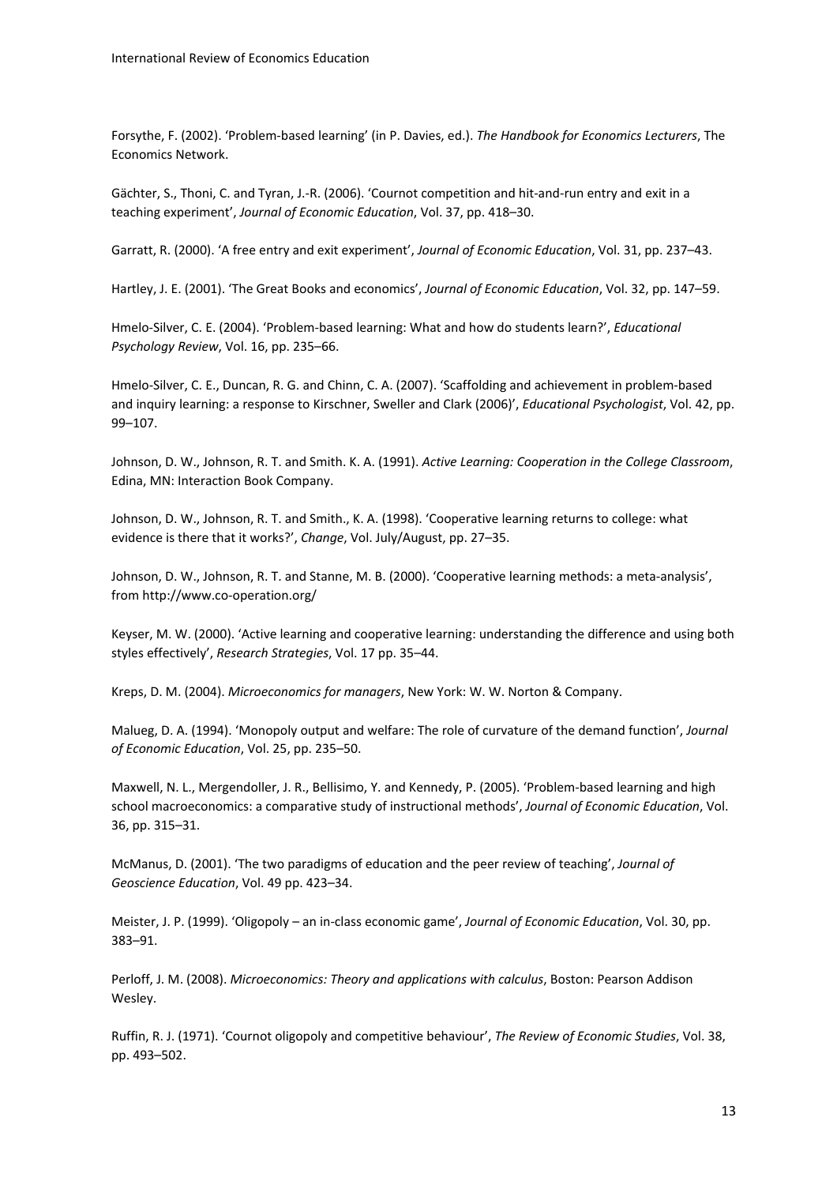Forsythe, F. (2002). 'Problem-based learning' (in P. Davies, ed.). *The Handbook for Economics Lecturers*, The Economics Network.

Gächter, S., Thoni, C. and Tyran, J.-R. (2006). 'Cournot competition and hit-and-run entry and exit in a teaching experiment', *Journal of Economic Education*, Vol. 37, pp. 418–30.

Garratt, R. (2000). 'A free entry and exit experiment', *Journal of Economic Education*, Vol. 31, pp. 237–43.

Hartley, J. E. (2001). 'The Great Books and economics', *Journal of Economic Education*, Vol. 32, pp. 147–59.

Hmelo-Silver, C. E. (2004). 'Problem-based learning: What and how do students learn?', *Educational Psychology Review*, Vol. 16, pp. 235–66.

Hmelo-Silver, C. E., Duncan, R. G. and Chinn, C. A. (2007). 'Scaffolding and achievement in problem-based and inquiry learning: a response to Kirschner, Sweller and Clark (2006)', *Educational Psychologist*, Vol. 42, pp. 99–107.

Johnson, D. W., Johnson, R. T. and Smith. K. A. (1991). *Active Learning: Cooperation in the College Classroom*, Edina, MN: Interaction Book Company.

Johnson, D. W., Johnson, R. T. and Smith., K. A. (1998). 'Cooperative learning returns to college: what evidence is there that it works?', *Change*, Vol. July/August, pp. 27–35.

Johnson, D. W., Johnson, R. T. and Stanne, M. B. (2000). 'Cooperative learning methods: a meta-analysis', from http://www.co-operation.org/

Keyser, M. W. (2000). 'Active learning and cooperative learning: understanding the difference and using both styles effectively', *Research Strategies*, Vol. 17 pp. 35–44.

Kreps, D. M. (2004). *Microeconomics for managers*, New York: W. W. Norton & Company.

Malueg, D. A. (1994). 'Monopoly output and welfare: The role of curvature of the demand function', *Journal of Economic Education*, Vol. 25, pp. 235–50.

Maxwell, N. L., Mergendoller, J. R., Bellisimo, Y. and Kennedy, P. (2005). 'Problem-based learning and high school macroeconomics: a comparative study of instructional methods', *Journal of Economic Education*, Vol. 36, pp. 315–31.

McManus, D. (2001). 'The two paradigms of education and the peer review of teaching', *Journal of Geoscience Education*, Vol. 49 pp. 423–34.

Meister, J. P. (1999). 'Oligopoly – an in-class economic game', *Journal of Economic Education*, Vol. 30, pp. 383–91.

Perloff, J. M. (2008). *Microeconomics: Theory and applications with calculus*, Boston: Pearson Addison Wesley.

Ruffin, R. J. (1971). 'Cournot oligopoly and competitive behaviour', *The Review of Economic Studies*, Vol. 38, pp. 493–502.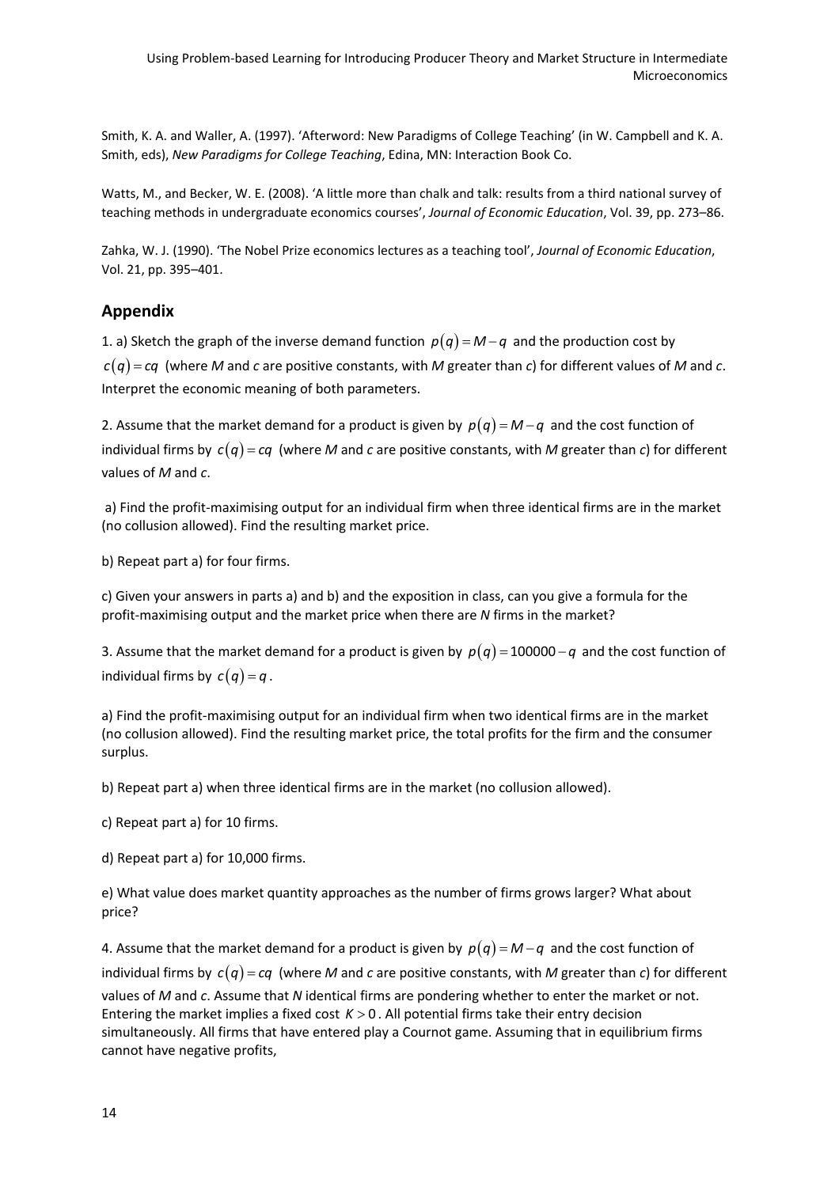Smith, K. A. and Waller, A. (1997). 'Afterword: New Paradigms of College Teaching' (in W. Campbell and K. A. Smith, eds), *New Paradigms for College Teaching*, Edina, MN: Interaction Book Co.

Watts, M., and Becker, W. E. (2008). 'A little more than chalk and talk: results from a third national survey of teaching methods in undergraduate economics courses', *Journal of Economic Education*, Vol. 39, pp. 273–86.

Zahka, W. J. (1990). 'The Nobel Prize economics lectures as a teaching tool', *Journal of Economic Education*, Vol. 21, pp. 395–401.

## Appendix

1. a) Sketch the graph of the inverse demand function $p(q) = M - q$ and the production cost by $c(q) = cq$ (where *M* and *c* are positive constants, with *M* greater than *c*) for different values of *M* and *c*. Interpret the economic meaning of both parameters.

2. Assume that the market demand for a product is given by $p(q) = M - q$ and the cost function of individual firms by $c(q) = cq$ (where *M* and *c* are positive constants, with *M* greater than *c*) for different values of *M* and *c*.

a) Find the profit-maximising output for an individual firm when three identical firms are in the market (no collusion allowed). Find the resulting market price.

b) Repeat part a) for four firms.

c) Given your answers in parts a) and b) and the exposition in class, can you give a formula for the profit-maximising output and the market price when there are *N* firms in the market?

3. Assume that the market demand for a product is given by $p(q) = 100000 - q$ and the cost function of individual firms by $c(q) = q$.

a) Find the profit-maximising output for an individual firm when two identical firms are in the market (no collusion allowed). Find the resulting market price, the total profits for the firm and the consumer surplus.

b) Repeat part a) when three identical firms are in the market (no collusion allowed).

c) Repeat part a) for 10 firms.

d) Repeat part a) for 10,000 firms.

e) What value does market quantity approaches as the number of firms grows larger? What about price?

4. Assume that the market demand for a product is given by $p(q) = M - q$ and the cost function of individual firms by $c(q) = cq$ (where *M* and *c* are positive constants, with *M* greater than *c*) for different values of *M* and *c*. Assume that *N* identical firms are pondering whether to enter the market or not. Entering the market implies a fixed cost $K > 0$. All potential firms take their entry decision simultaneously. All firms that have entered play a Cournot game. Assuming that in equilibrium firms cannot have negative profits,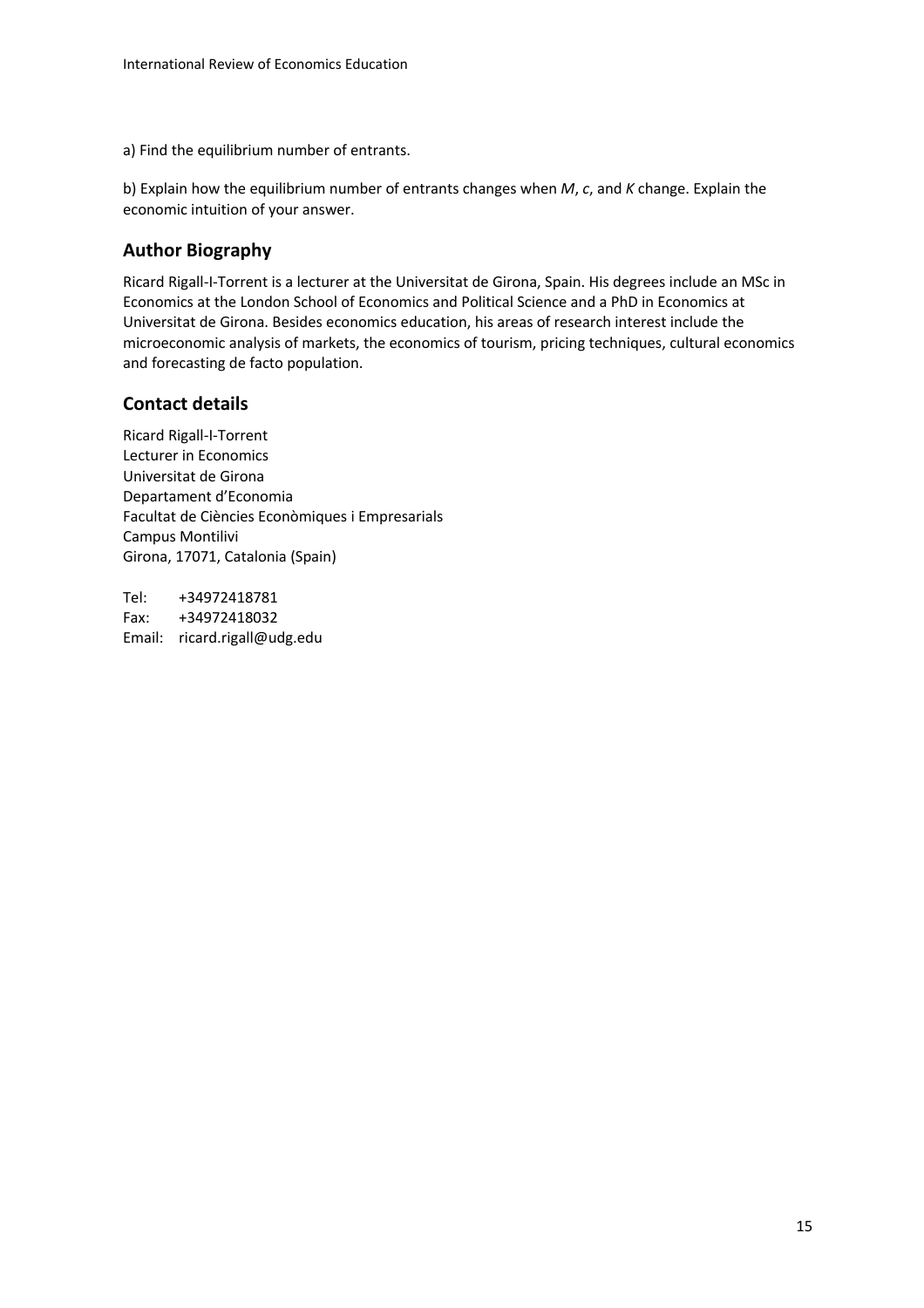a) Find the equilibrium number of entrants.

b) Explain how the equilibrium number of entrants changes when $M$, $c$, and $K$ change. Explain the economic intuition of your answer.

## Author Biography

Ricard Rigall-I-Torrent is a lecturer at the Universitat de Girona, Spain. His degrees include an MSc in Economics at the London School of Economics and Political Science and a PhD in Economics at Universitat de Girona. Besides economics education, his areas of research interest include the microeconomic analysis of markets, the economics of tourism, pricing techniques, cultural economics and forecasting de facto population.

## Contact details

Ricard Rigall-I-Torrent  
Lecturer in Economics  
Universitat de Girona  
Departament d'Economia  
Facultat de Ciències Econòmiques i Empresarials  
Campus Montilivi  
Girona, 17071, Catalonia (Spain)

Tel: +34972418781  
Fax: +34972418032  
Email: ricard.rigall@udg.edu